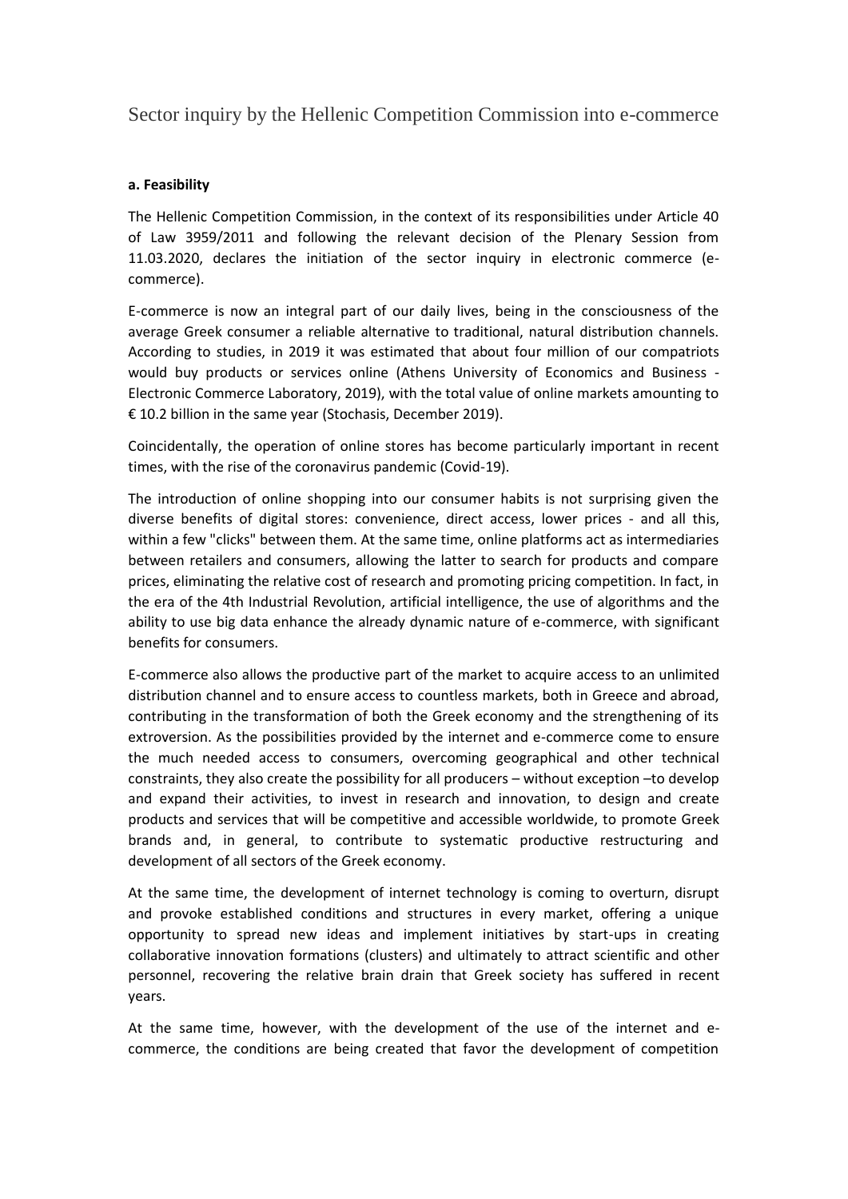# Sector inquiry by the Hellenic Competition Commission into e-commerce

**a. Feasibility**

The Hellenic Competition Commission, in the context of its responsibilities under Article 40 of Law 3959/2011 and following the relevant decision of the Plenary Session from 11.03.2020, declares the initiation of the sector inquiry in electronic commerce (e-commerce).

E-commerce is now an integral part of our daily lives, being in the consciousness of the average Greek consumer a reliable alternative to traditional, natural distribution channels. According to studies, in 2019 it was estimated that about four million of our compatriots would buy products or services online (Athens University of Economics and Business - Electronic Commerce Laboratory, 2019), with the total value of online markets amounting to € 10.2 billion in the same year (Stochasis, December 2019).

Coincidentally, the operation of online stores has become particularly important in recent times, with the rise of the coronavirus pandemic (Covid-19).

The introduction of online shopping into our consumer habits is not surprising given the diverse benefits of digital stores: convenience, direct access, lower prices - and all this, within a few "clicks" between them. At the same time, online platforms act as intermediaries between retailers and consumers, allowing the latter to search for products and compare prices, eliminating the relative cost of research and promoting pricing competition. In fact, in the era of the 4th Industrial Revolution, artificial intelligence, the use of algorithms and the ability to use big data enhance the already dynamic nature of e-commerce, with significant benefits for consumers.

E-commerce also allows the productive part of the market to acquire access to an unlimited distribution channel and to ensure access to countless markets, both in Greece and abroad, contributing in the transformation of both the Greek economy and the strengthening of its extroversion. As the possibilities provided by the internet and e-commerce come to ensure the much needed access to consumers, overcoming geographical and other technical constraints, they also create the possibility for all producers – without exception –to develop and expand their activities, to invest in research and innovation, to design and create products and services that will be competitive and accessible worldwide, to promote Greek brands and, in general, to contribute to systematic productive restructuring and development of all sectors of the Greek economy.

At the same time, the development of internet technology is coming to overturn, disrupt and provoke established conditions and structures in every market, offering a unique opportunity to spread new ideas and implement initiatives by start-ups in creating collaborative innovation formations (clusters) and ultimately to attract scientific and other personnel, recovering the relative brain drain that Greek society has suffered in recent years.

At the same time, however, with the development of the use of the internet and e-commerce, the conditions are being created that favor the development of competition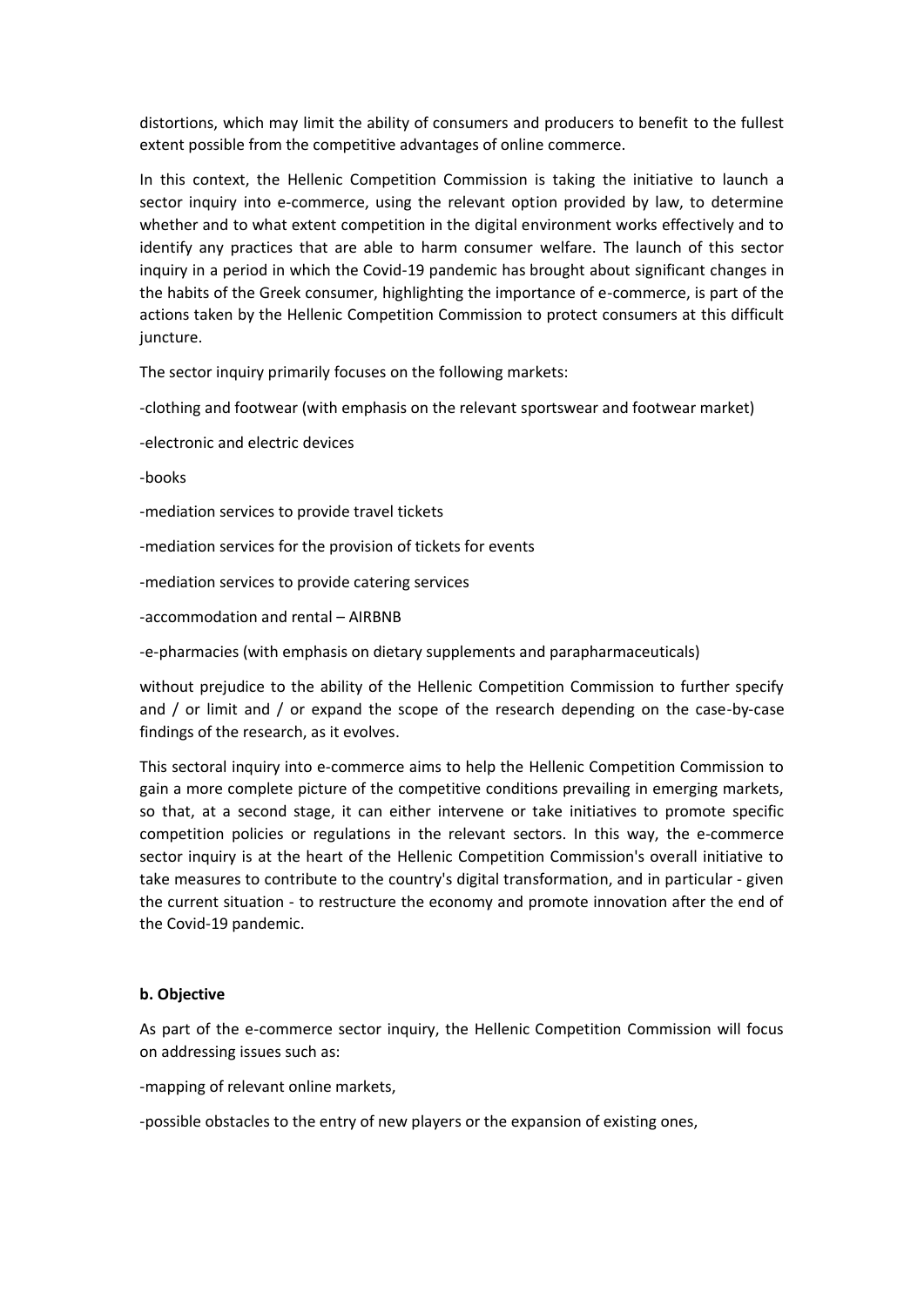distortions, which may limit the ability of consumers and producers to benefit to the fullest extent possible from the competitive advantages of online commerce.

In this context, the Hellenic Competition Commission is taking the initiative to launch a sector inquiry into e-commerce, using the relevant option provided by law, to determine whether and to what extent competition in the digital environment works effectively and to identify any practices that are able to harm consumer welfare. The launch of this sector inquiry in a period in which the Covid-19 pandemic has brought about significant changes in the habits of the Greek consumer, highlighting the importance of e-commerce, is part of the actions taken by the Hellenic Competition Commission to protect consumers at this difficult juncture.

The sector inquiry primarily focuses on the following markets:

-clothing and footwear (with emphasis on the relevant sportswear and footwear market)

-electronic and electric devices

-books

-mediation services to provide travel tickets

-mediation services for the provision of tickets for events

-mediation services to provide catering services

-accommodation and rental – AIRBNB

-e-pharmacies (with emphasis on dietary supplements and parapharmaceuticals)

without prejudice to the ability of the Hellenic Competition Commission to further specify and / or limit and / or expand the scope of the research depending on the case-by-case findings of the research, as it evolves.

This sectoral inquiry into e-commerce aims to help the Hellenic Competition Commission to gain a more complete picture of the competitive conditions prevailing in emerging markets, so that, at a second stage, it can either intervene or take initiatives to promote specific competition policies or regulations in the relevant sectors. In this way, the e-commerce sector inquiry is at the heart of the Hellenic Competition Commission's overall initiative to take measures to contribute to the country's digital transformation, and in particular - given the current situation - to restructure the economy and promote innovation after the end of the Covid-19 pandemic.

**b. Objective**

As part of the e-commerce sector inquiry, the Hellenic Competition Commission will focus on addressing issues such as:

-mapping of relevant online markets,

-possible obstacles to the entry of new players or the expansion of existing ones,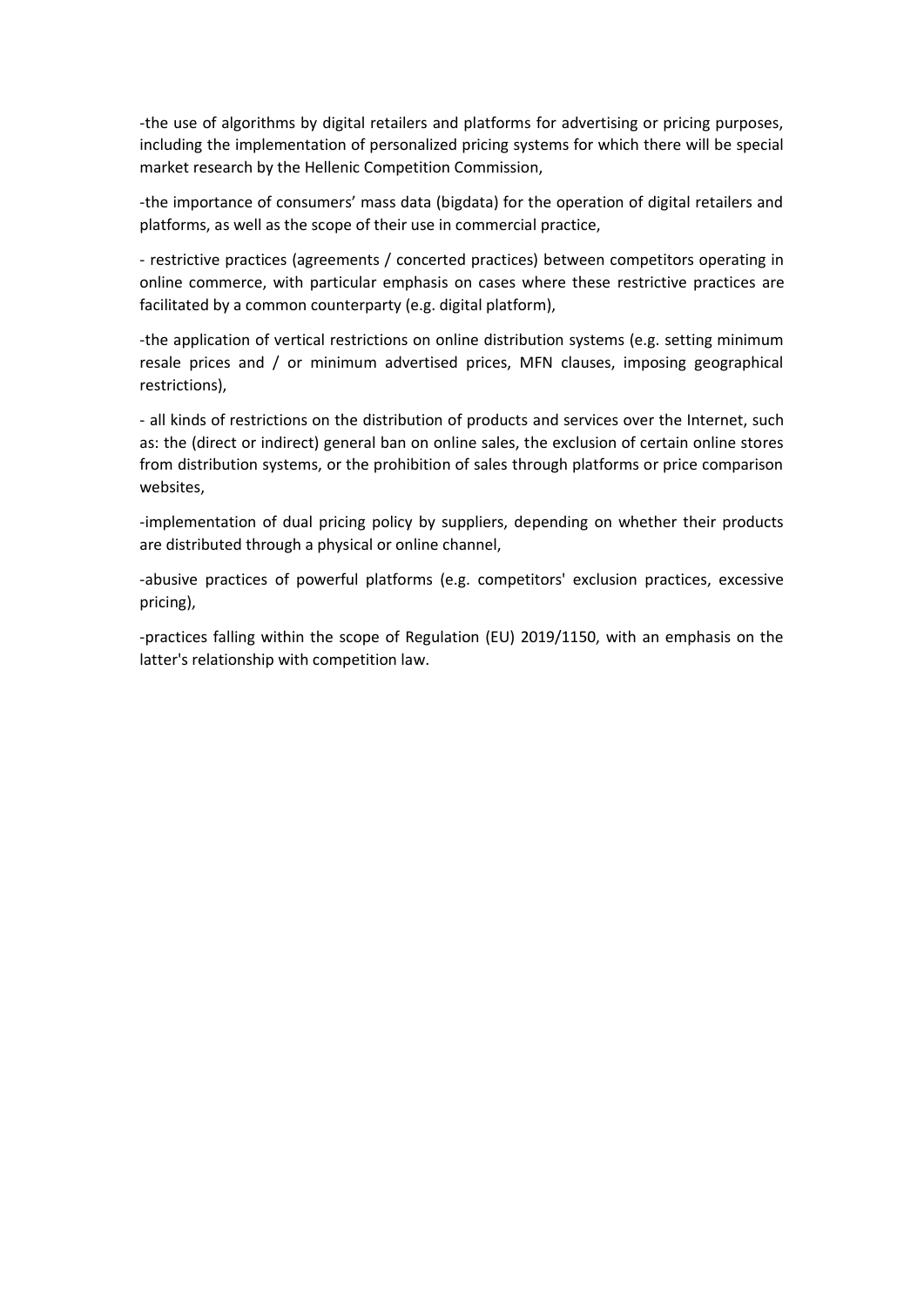-the use of algorithms by digital retailers and platforms for advertising or pricing purposes, including the implementation of personalized pricing systems for which there will be special market research by the Hellenic Competition Commission,

-the importance of consumers' mass data (bigdata) for the operation of digital retailers and platforms, as well as the scope of their use in commercial practice,

- restrictive practices (agreements / concerted practices) between competitors operating in online commerce, with particular emphasis on cases where these restrictive practices are facilitated by a common counterparty (e.g. digital platform),

-the application of vertical restrictions on online distribution systems (e.g. setting minimum resale prices and / or minimum advertised prices, MFN clauses, imposing geographical restrictions),

- all kinds of restrictions on the distribution of products and services over the Internet, such as: the (direct or indirect) general ban on online sales, the exclusion of certain online stores from distribution systems, or the prohibition of sales through platforms or price comparison websites,

-implementation of dual pricing policy by suppliers, depending on whether their products are distributed through a physical or online channel,

-abusive practices of powerful platforms (e.g. competitors' exclusion practices, excessive pricing),

-practices falling within the scope of Regulation (EU) 2019/1150, with an emphasis on the latter's relationship with competition law.